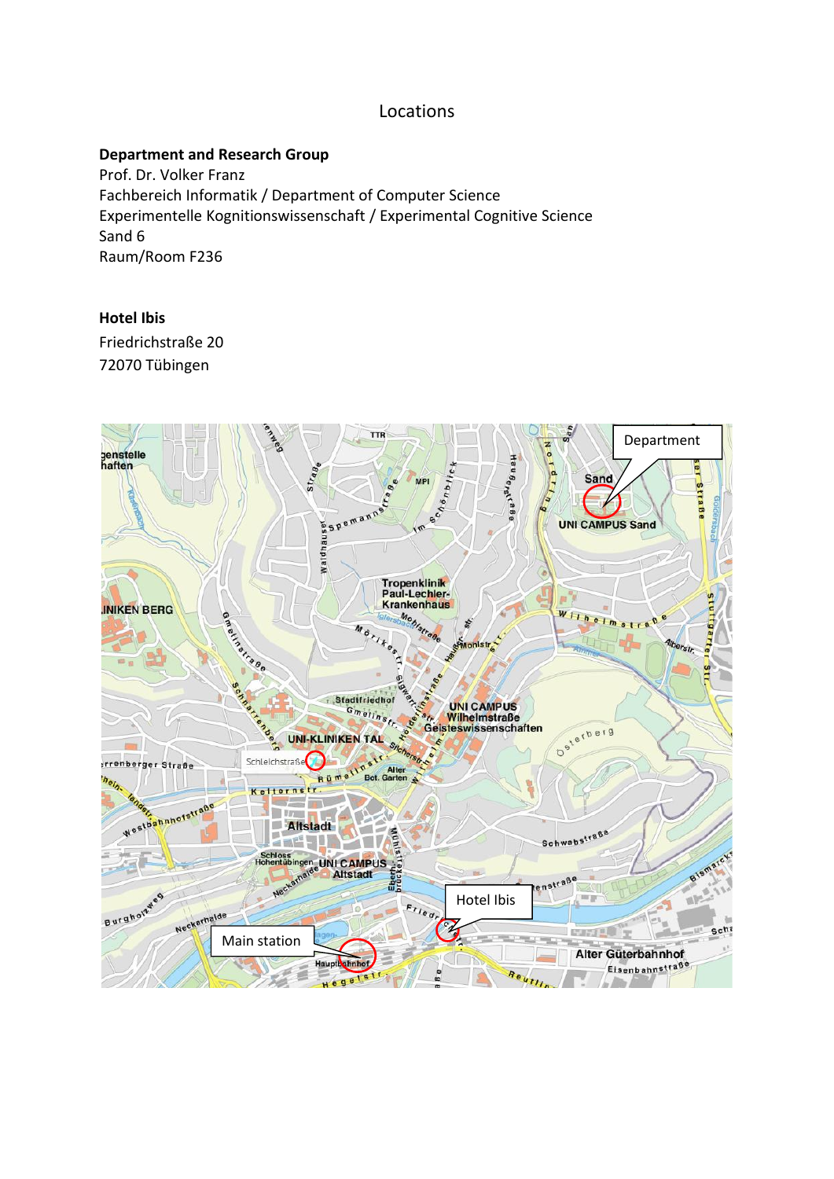# Locations

**Department and Research Group**
Prof. Dr. Volker Franz
Fachbereich Informatik / Department of Computer Science
Experimentelle Kognitionswissenschaft / Experimental Cognitive Science
Sand 6
Raum/Room F236

**Hotel Ibis**
Friedrichstraße 20
72070 Tübingen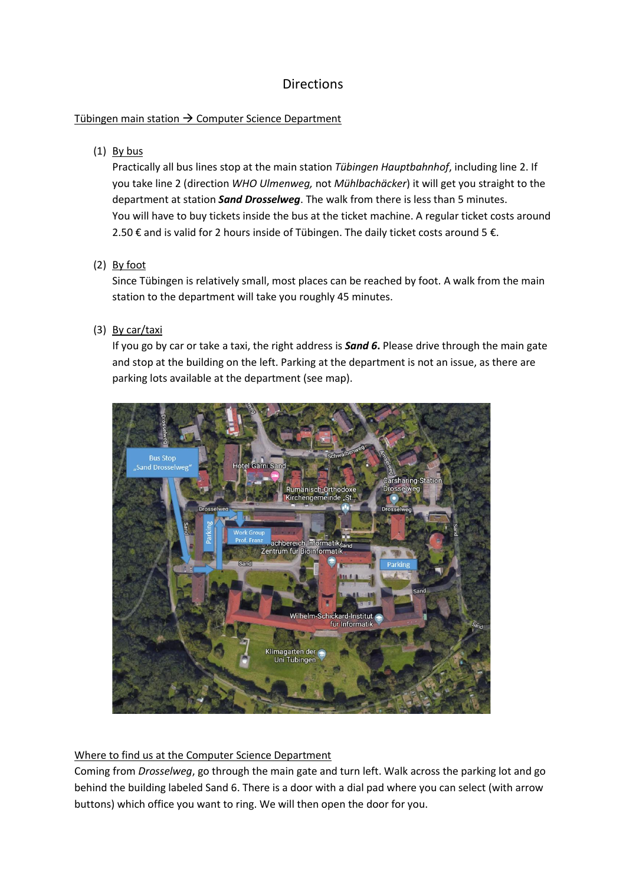# Directions

Tübingen main station → Computer Science Department

(1) By bus

Practically all bus lines stop at the main station *Tübingen Hauptbahnhof*, including line 2. If you take line 2 (direction *WHO Ulmenweg,* not *Mühlbachäcker*) it will get you straight to the department at station ***Sand Drosselweg***. The walk from there is less than 5 minutes.
You will have to buy tickets inside the bus at the ticket machine. A regular ticket costs around 2.50 € and is valid for 2 hours inside of Tübingen. The daily ticket costs around 5 €.

(2) By foot

Since Tübingen is relatively small, most places can be reached by foot. A walk from the main station to the department will take you roughly 45 minutes.

(3) By car/taxi

If you go by car or take a taxi, the right address is ***Sand 6*.** Please drive through the main gate and stop at the building on the left. Parking at the department is not an issue, as there are parking lots available at the department (see map).

Where to find us at the Computer Science Department

Coming from *Drosselweg*, go through the main gate and turn left. Walk across the parking lot and go behind the building labeled Sand 6. There is a door with a dial pad where you can select (with arrow buttons) which office you want to ring. We will then open the door for you.